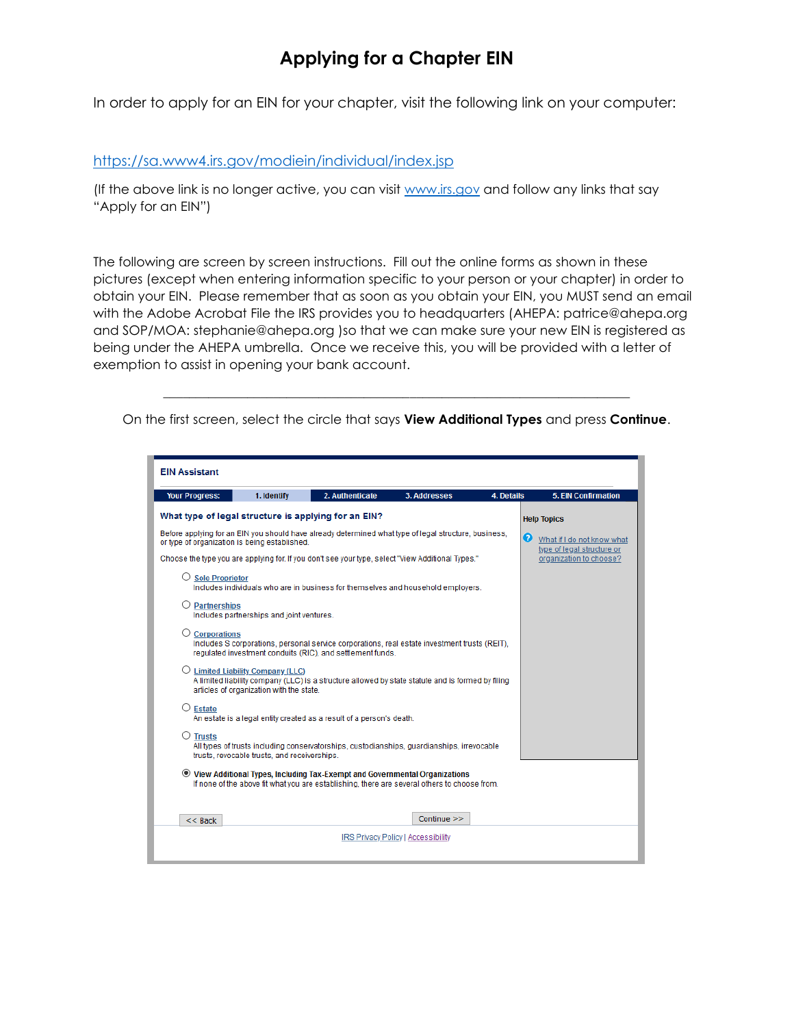# Applying for a Chapter EIN

In order to apply for an EIN for your chapter, visit the following link on your computer:

https://sa.www4.irs.gov/modiein/individual/index.jsp

(If the above link is no longer active, you can visit www.irs.gov and follow any links that say "Apply for an EIN")

The following are screen by screen instructions. Fill out the online forms as shown in these pictures (except when entering information specific to your person or your chapter) in order to obtain your EIN. Please remember that as soon as you obtain your EIN, you MUST send an email with the Adobe Acrobat File the IRS provides you to headquarters (AHEPA: patrice@ahepa.org and SOP/MOA: stephanie@ahepa.org )so that we can make sure your new EIN is registered as being under the AHEPA umbrella. Once we receive this, you will be provided with a letter of exemption to assist in opening your bank account.

---

On the first screen, select the circle that says **View Additional Types** and press **Continue**.

EIN Assistant

Your Progress: 1. Identify | 2. Authenticate | 3. Addresses | 4. Details | 5. EIN Confirmation

**What type of legal structure is applying for an EIN?**

Before applying for an EIN you should have already determined what type of legal structure, business, or type of organization is being established.

Choose the type you are applying for. If you don't see your type, select "View Additional Types."

- ○ Sole Proprietor
  Includes individuals who are in business for themselves and household employers.
- ○ Partnerships
  Includes partnerships and joint ventures.
- ○ Corporations
  Includes S corporations, personal service corporations, real estate investment trusts (REIT), regulated investment conduits (RIC), and settlement funds.
- ○ Limited Liability Company (LLC)
  A limited liability company (LLC) is a structure allowed by state statute and is formed by filing articles of organization with the state.
- ○ Estate
  An estate is a legal entity created as a result of a person's death.
- ○ Trusts
  All types of trusts including conservatorships, custodianships, guardianships, irrevocable trusts, revocable trusts, and receiverships.
- ◉ View Additional Types, Including Tax-Exempt and Governmental Organizations
  If none of the above fit what you are establishing, there are several others to choose from.

Help Topics

What if I do not know what type of legal structure or organization to choose?

<< Back | Continue >>

IRS Privacy Policy | Accessibility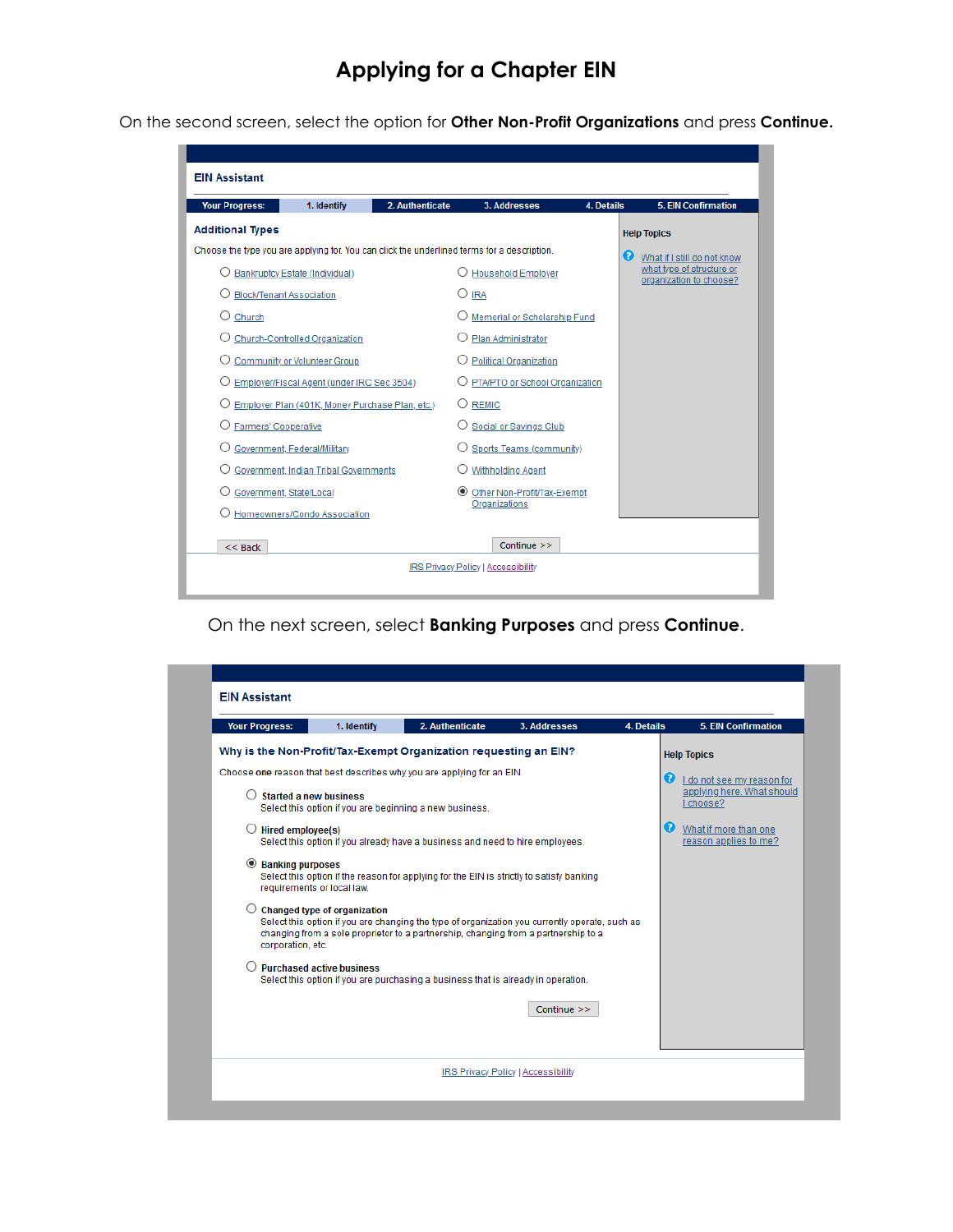# Applying for a Chapter EIN

On the second screen, select the option for **Other Non-Profit Organizations** and press **Continue.**

EIN Assistant

Your Progress: 1. Identify | 2. Authenticate | 3. Addresses | 4. Details | 5. EIN Confirmation

**Additional Types**

Choose the type you are applying for. You can click the underlined terms for a description.

- ○ Bankruptcy Estate (Individual)
- ○ Block/Tenant Association
- ○ Church
- ○ Church-Controlled Organization
- ○ Community or Volunteer Group
- ○ Employer/Fiscal Agent (under IRC Sec 3504)
- ○ Employer Plan (401K, Money Purchase Plan, etc.)
- ○ Farmers' Cooperative
- ○ Government, Federal/Military
- ○ Government, Indian Tribal Governments
- ○ Government, State/Local
- ○ Homeowners/Condo Association
- ○ Household Employer
- ○ IRA
- ○ Memorial or Scholarship Fund
- ○ Plan Administrator
- ○ Political Organization
- ○ PTA/PTO or School Organization
- ○ REMIC
- ○ Social or Savings Club
- ○ Sports Teams (community)
- ○ Withholding Agent
- ◉ Other Non-Profit/Tax-Exempt Organizations

Help Topics

What if I still do not know what type of structure or organization to choose?

<< Back | Continue >>

IRS Privacy Policy | Accessibility

On the next screen, select **Banking Purposes** and press **Continue**.

EIN Assistant

Your Progress: 1. Identify | 2. Authenticate | 3. Addresses | 4. Details | 5. EIN Confirmation

**Why is the Non-Profit/Tax-Exempt Organization requesting an EIN?**

Choose **one** reason that best describes why you are applying for an EIN.

- ○ **Started a new business**
  Select this option if you are beginning a new business.
- ○ **Hired employee(s)**
  Select this option if you already have a business and need to hire employees.
- ◉ **Banking purposes**
  Select this option if the reason for applying for the EIN is strictly to satisfy banking requirements or local law.
- ○ **Changed type of organization**
  Select this option if you are changing the type of organization you currently operate, such as changing from a sole proprietor to a partnership, changing from a partnership to a corporation, etc.
- ○ **Purchased active business**
  Select this option if you are purchasing a business that is already in operation.

Continue >>

Help Topics

I do not see my reason for applying here. What should I choose?

What if more than one reason applies to me?

IRS Privacy Policy | Accessibility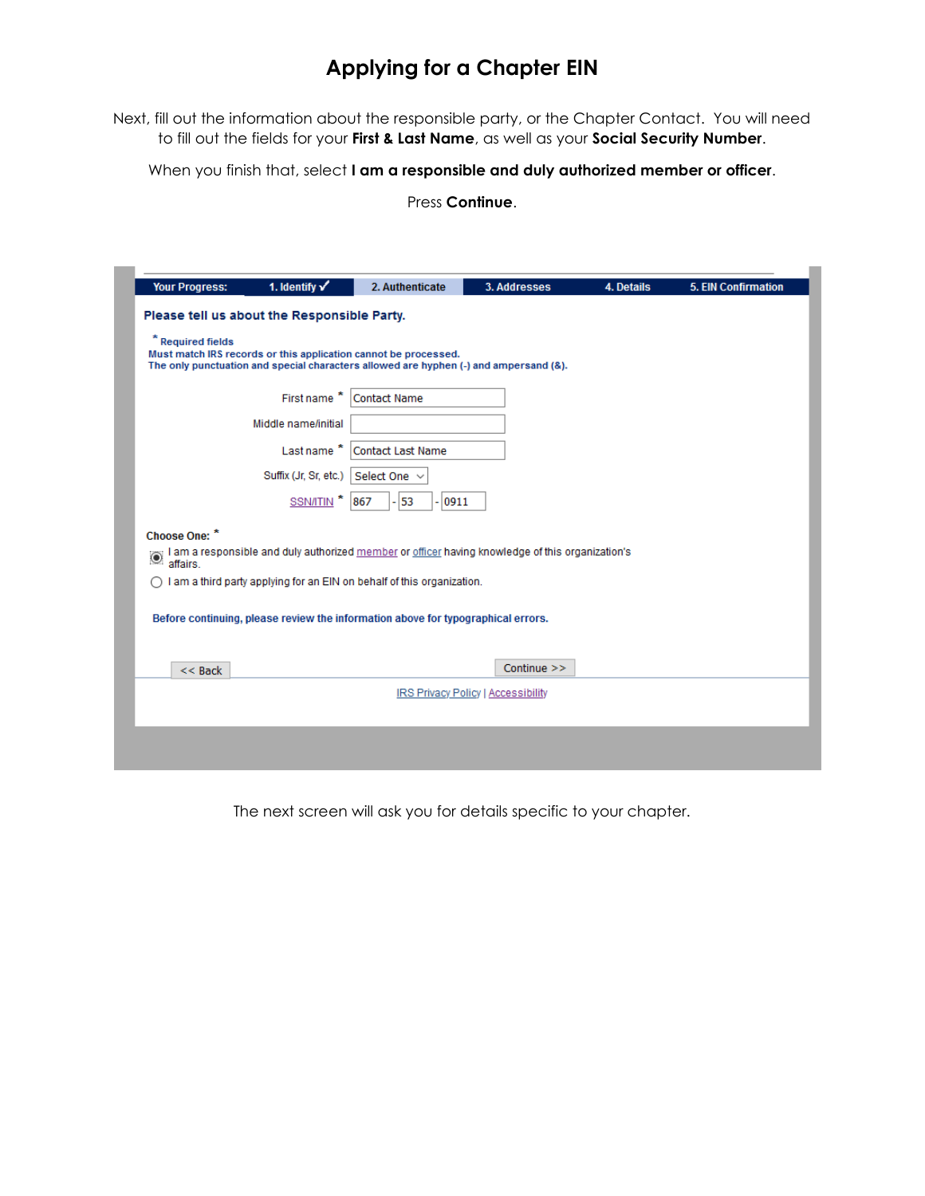# Applying for a Chapter EIN

Next, fill out the information about the responsible party, or the Chapter Contact. You will need to fill out the fields for your **First & Last Name**, as well as your **Social Security Number**.

When you finish that, select **I am a responsible and duly authorized member or officer**.

Press **Continue**.

Your Progress: 1. Identify ✓ | 2. Authenticate | 3. Addresses | 4. Details | 5. EIN Confirmation

**Please tell us about the Responsible Party.**

* Required fields
Must match IRS records or this application cannot be processed.
The only punctuation and special characters allowed are hyphen (-) and ampersand (&).

First name * Contact Name

Middle name/initial

Last name * Contact Last Name

Suffix (Jr, Sr, etc.) Select One

SSN/ITIN * 867 - 53 - 0911

Choose One: *

- (selected) I am a responsible and duly authorized member or officer having knowledge of this organization's affairs.
- I am a third party applying for an EIN on behalf of this organization.

Before continuing, please review the information above for typographical errors.

<< Back    Continue >>

IRS Privacy Policy | Accessibility

The next screen will ask you for details specific to your chapter.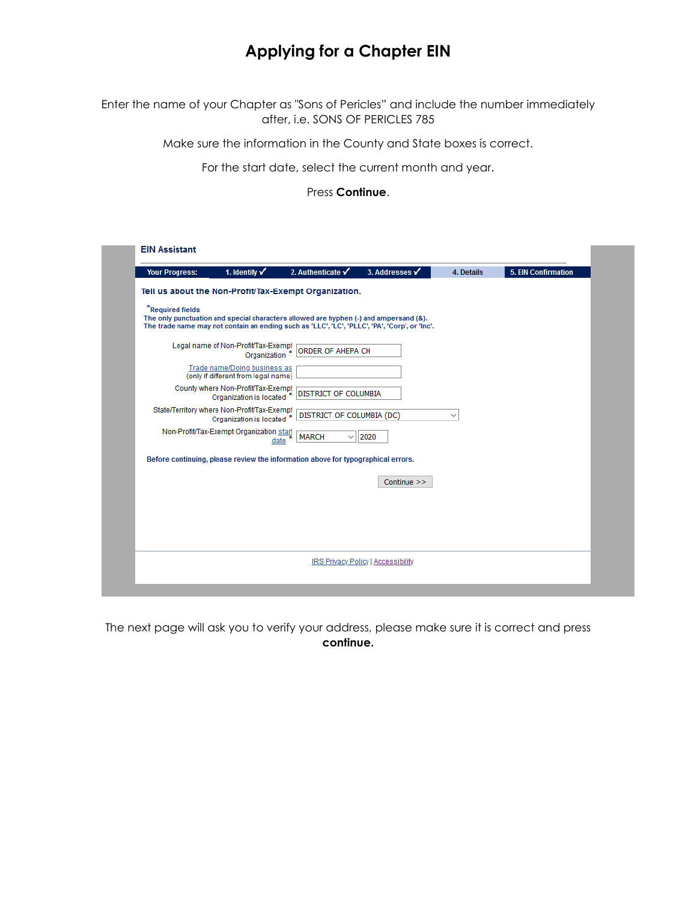# Applying for a Chapter EIN

Enter the name of your Chapter as "Sons of Pericles" and include the number immediately after, i.e. SONS OF PERICLES 785

Make sure the information in the County and State boxes is correct.

For the start date, select the current month and year.

Press **Continue**.

**EIN Assistant**

Your Progress: 1. Identify ✓ 2. Authenticate ✓ 3. Addresses ✓ 4. Details 5. EIN Confirmation

**Tell us about the Non-Profit/Tax-Exempt Organization.**

*Required fields
The only punctuation and special characters allowed are hyphen (-) and ampersand (&).
The trade name may not contain an ending such as 'LLC', 'LC', 'PLLC', 'PA', 'Corp', or 'Inc'.

Legal name of Non-Profit/Tax-Exempt Organization *: ORDER OF AHEPA CH

Trade name/Doing business as (only if different from legal name):

County where Non-Profit/Tax-Exempt Organization is located *: DISTRICT OF COLUMBIA

State/Territory where Non-Profit/Tax-Exempt Organization is located *: DISTRICT OF COLUMBIA (DC)

Non-Profit/Tax-Exempt Organization start date *: MARCH 2020

Before continuing, please review the information above for typographical errors.

Continue >>

IRS Privacy Policy | Accessibility

The next page will ask you to verify your address, please make sure it is correct and press **continue.**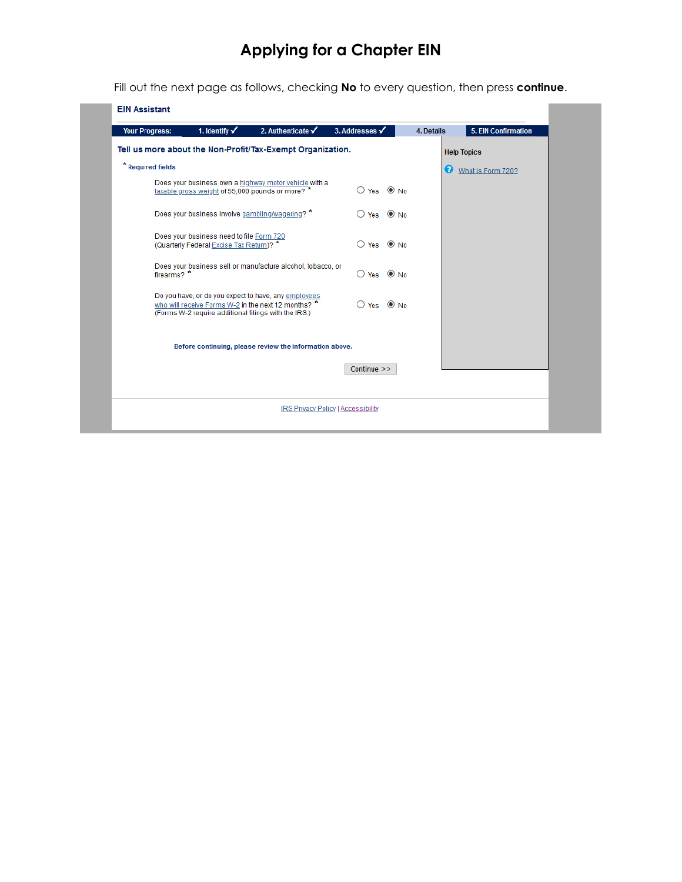# Applying for a Chapter EIN

Fill out the next page as follows, checking **No** to every question, then press **continue**.

EIN Assistant

Your Progress: 1. Identify ✓ 2. Authenticate ✓ 3. Addresses ✓ 4. Details 5. EIN Confirmation

**Tell us more about the Non-Profit/Tax-Exempt Organization.**

* Required fields

| Question | Yes | No |
|---|---|---|
| Does your business own a highway motor vehicle with a taxable gross weight of 55,000 pounds or more? * | ○ | ◉ |
| Does your business involve gambling/wagering? * | ○ | ◉ |
| Does your business need to file Form 720 (Quarterly Federal Excise Tax Return)? * | ○ | ◉ |
| Does your business sell or manufacture alcohol, tobacco, or firearms? * | ○ | ◉ |
| Do you have, or do you expect to have, any employees who will receive Forms W-2 in the next 12 months? * (Forms W-2 require additional filings with the IRS.) | ○ | ◉ |

Before continuing, please review the information above.

Continue >>

Help Topics

What is Form 720?

IRS Privacy Policy | Accessibility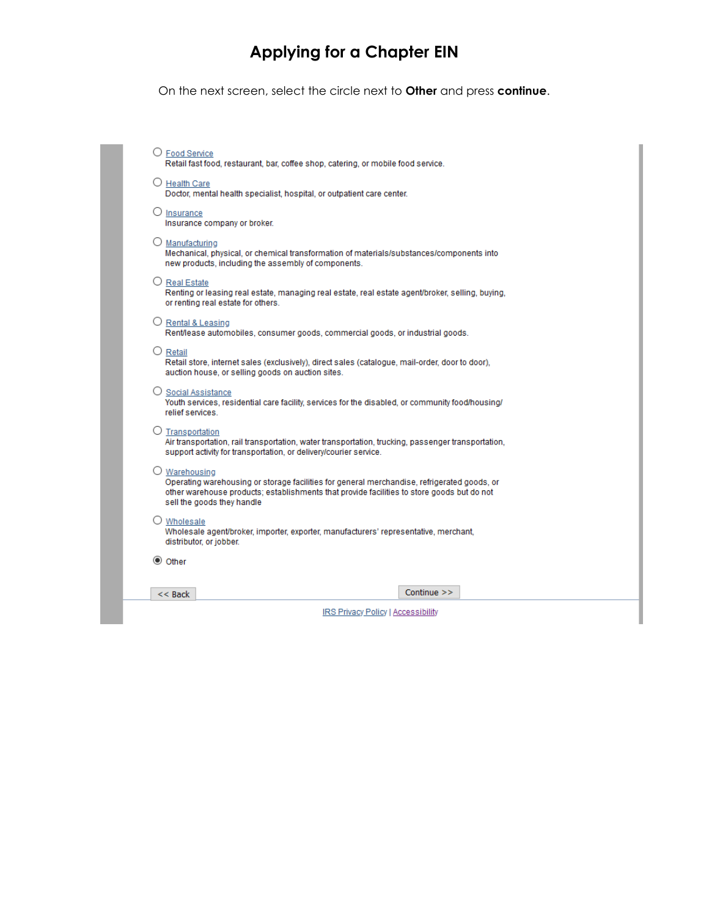# Applying for a Chapter EIN

On the next screen, select the circle next to **Other** and press **continue**.

- ○ Food Service
  Retail fast food, restaurant, bar, coffee shop, catering, or mobile food service.
- ○ Health Care
  Doctor, mental health specialist, hospital, or outpatient care center.
- ○ Insurance
  Insurance company or broker.
- ○ Manufacturing
  Mechanical, physical, or chemical transformation of materials/substances/components into new products, including the assembly of components.
- ○ Real Estate
  Renting or leasing real estate, managing real estate, real estate agent/broker, selling, buying, or renting real estate for others.
- ○ Rental & Leasing
  Rent/lease automobiles, consumer goods, commercial goods, or industrial goods.
- ○ Retail
  Retail store, internet sales (exclusively), direct sales (catalogue, mail-order, door to door), auction house, or selling goods on auction sites.
- ○ Social Assistance
  Youth services, residential care facility, services for the disabled, or community food/housing/ relief services.
- ○ Transportation
  Air transportation, rail transportation, water transportation, trucking, passenger transportation, support activity for transportation, or delivery/courier service.
- ○ Warehousing
  Operating warehousing or storage facilities for general merchandise, refrigerated goods, or other warehouse products; establishments that provide facilities to store goods but do not sell the goods they handle
- ○ Wholesale
  Wholesale agent/broker, importer, exporter, manufacturers' representative, merchant, distributor, or jobber.
- ◉ Other

<< Back | Continue >>

IRS Privacy Policy | Accessibility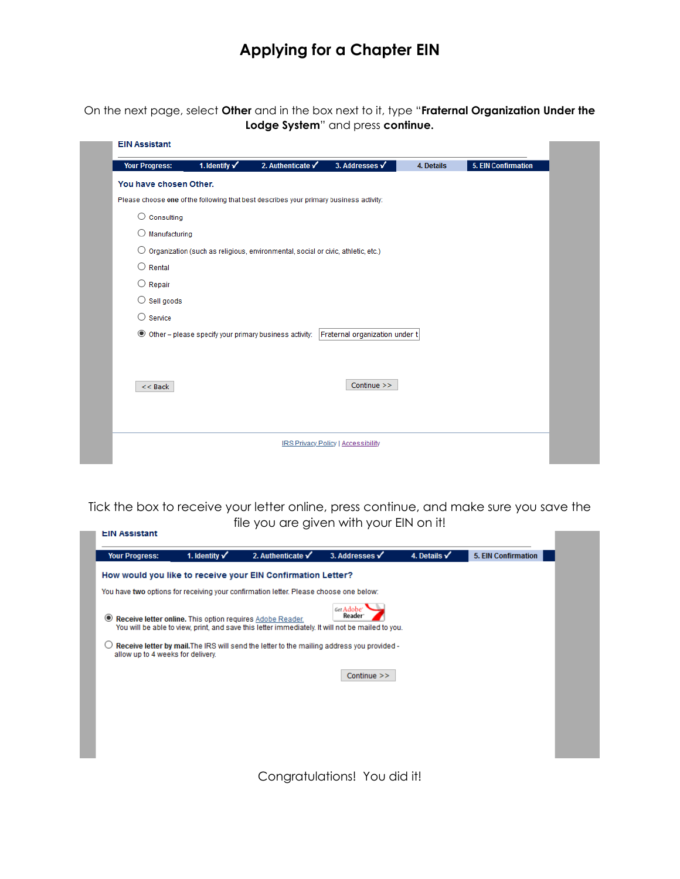# Applying for a Chapter EIN

On the next page, select **Other** and in the box next to it, type "**Fraternal Organization Under the Lodge System**" and press **continue.**

EIN Assistant

Your Progress: 1. Identify ✓ 2. Authenticate ✓ 3. Addresses ✓ 4. Details 5. EIN Confirmation

**You have chosen Other.**

Please choose **one** of the following that best describes your primary business activity:

- ○ Consulting
- ○ Manufacturing
- ○ Organization (such as religious, environmental, social or civic, athletic, etc.)
- ○ Rental
- ○ Repair
- ○ Sell goods
- ○ Service
- ◉ Other – please specify your primary business activity: Fraternal organization under t

<< Back    Continue >>

IRS Privacy Policy | Accessibility

Tick the box to receive your letter online, press continue, and make sure you save the file you are given with your EIN on it!

EIN Assistant

Your Progress: 1. Identity ✓ 2. Authenticate ✓ 3. Addresses ✓ 4. Details ✓ 5. EIN Confirmation

**How would you like to receive your EIN Confirmation Letter?**

You have **two** options for receiving your confirmation letter. Please choose one below:

◉ **Receive letter online.** This option requires Adobe Reader. You will be able to view, print, and save this letter immediately. It will not be mailed to you.

Get Adobe Reader

○ **Receive letter by mail.** The IRS will send the letter to the mailing address you provided - allow up to 4 weeks for delivery.

Continue >>

Congratulations! You did it!